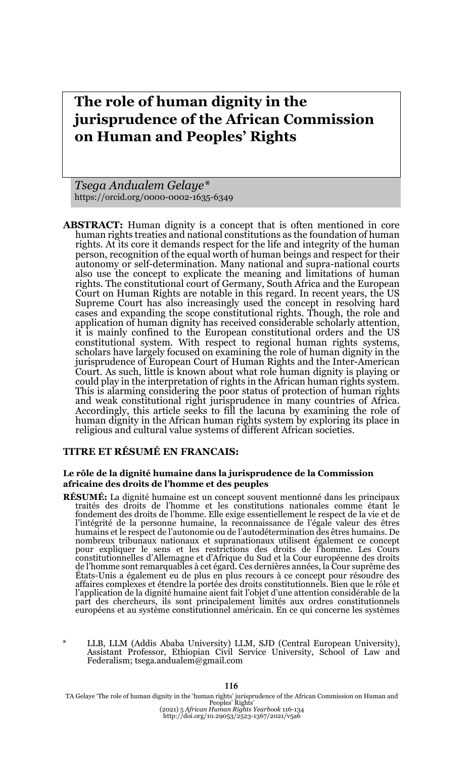# The role of human dignity in the jurisprudence of the African Commission on Human and Peoples' Rights

*Tsega Andualem Gelaye\**
https://orcid.org/0000-0002-1635-6349

**ABSTRACT:** Human dignity is a concept that is often mentioned in core human rights treaties and national constitutions as the foundation of human rights. At its core it demands respect for the life and integrity of the human person, recognition of the equal worth of human beings and respect for their autonomy or self-determination. Many national and supra-national courts also use the concept to explicate the meaning and limitations of human rights. The constitutional court of Germany, South Africa and the European Court on Human Rights are notable in this regard. In recent years, the US Supreme Court has also increasingly used the concept in resolving hard cases and expanding the scope constitutional rights. Though, the role and application of human dignity has received considerable scholarly attention, it is mainly confined to the European constitutional orders and the US constitutional system. With respect to regional human rights systems, scholars have largely focused on examining the role of human dignity in the jurisprudence of European Court of Human Rights and the Inter-American Court. As such, little is known about what role human dignity is playing or could play in the interpretation of rights in the African human rights system. This is alarming considering the poor status of protection of human rights and weak constitutional right jurisprudence in many countries of Africa. Accordingly, this article seeks to fill the lacuna by examining the role of human dignity in the African human rights system by exploring its place in religious and cultural value systems of different African societies.

**TITRE ET RÉSUMÉ EN FRANCAIS:**

**Le rôle de la dignité humaine dans la jurisprudence de la Commission africaine des droits de l'homme et des peuples**

**RÉSUMÉ:** La dignité humaine est un concept souvent mentionné dans les principaux traités des droits de l'homme et les constitutions nationales comme étant le fondement des droits de l'homme. Elle exige essentiellement le respect de la vie et de l'intégrité de la personne humaine, la reconnaissance de l'égale valeur des êtres humains et le respect de l'autonomie ou de l'autodétermination des êtres humains. De nombreux tribunaux nationaux et supranationaux utilisent également ce concept pour expliquer le sens et les restrictions des droits de l'homme. Les Cours constitutionnelles d'Allemagne et d'Afrique du Sud et la Cour européenne des droits de l'homme sont remarquables à cet égard. Ces dernières années, la Cour suprême des États-Unis a également eu de plus en plus recours à ce concept pour résoudre des affaires complexes et étendre la portée des droits constitutionnels. Bien que le rôle et l'application de la dignité humaine aient fait l'objet d'une attention considérable de la part des chercheurs, ils sont principalement limités aux ordres constitutionnels européens et au système constitutionnel américain. En ce qui concerne les systèmes

\* LLB, LLM (Addis Ababa University) LLM, SJD (Central European University), Assistant Professor, Ethiopian Civil Service University, School of Law and Federalism; tsega.andualem@gmail.com

TA Gelaye 'The role of human dignity in the 'human rights' jurisprudence of the African Commission on Human and Peoples' Rights' (2021) 5 *African Human Rights Yearbook* 116-134
http://doi.org/10.29053/2523-1367/2021/v5a6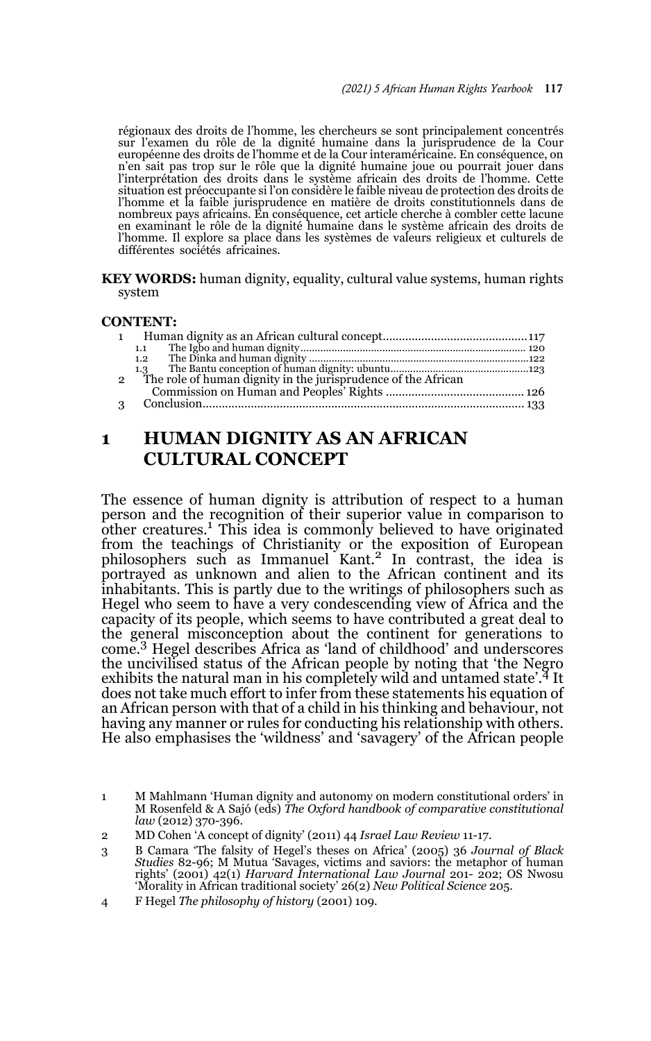régionaux des droits de l'homme, les chercheurs se sont principalement concentrés sur l'examen du rôle de la dignité humaine dans la jurisprudence de la Cour européenne des droits de l'homme et de la Cour interaméricaine. En conséquence, on n'en sait pas trop sur le rôle que la dignité humaine joue ou pourrait jouer dans l'interprétation des droits dans le système africain des droits de l'homme. Cette situation est préoccupante si l'on considère le faible niveau de protection des droits de l'homme et la faible jurisprudence en matière de droits constitutionnels dans de nombreux pays africains. En conséquence, cet article cherche à combler cette lacune en examinant le rôle de la dignité humaine dans le système africain des droits de l'homme. Il explore sa place dans les systèmes de valeurs religieux et culturels de différentes sociétés africaines.

**KEY WORDS:** human dignity, equality, cultural value systems, human rights system

**CONTENT:**

1 Human dignity as an African cultural concept....................................117
 1.1 The Igbo and human dignity.................................................................120
 1.2 The Dinka and human dignity...............................................................122
 1.3 The Bantu conception of human dignity: ubuntu.................................123
2 The role of human dignity in the jurisprudence of the African Commission on Human and Peoples' Rights ........................................126
3 Conclusion.................................................................................................133

# 1 HUMAN DIGNITY AS AN AFRICAN CULTURAL CONCEPT

The essence of human dignity is attribution of respect to a human person and the recognition of their superior value in comparison to other creatures.[1] This idea is commonly believed to have originated from the teachings of Christianity or the exposition of European philosophers such as Immanuel Kant.[2] In contrast, the idea is portrayed as unknown and alien to the African continent and its inhabitants. This is partly due to the writings of philosophers such as Hegel who seem to have a very condescending view of Africa and the capacity of its people, which seems to have contributed a great deal to the general misconception about the continent for generations to come.[3] Hegel describes Africa as 'land of childhood' and underscores the uncivilised status of the African people by noting that 'the Negro exhibits the natural man in his completely wild and untamed state'.[4] It does not take much effort to infer from these statements his equation of an African person with that of a child in his thinking and behaviour, not having any manner or rules for conducting his relationship with others. He also emphasises the 'wildness' and 'savagery' of the African people

1 M Mahlmann 'Human dignity and autonomy on modern constitutional orders' in M Rosenfeld & A Sajó (eds) *The Oxford handbook of comparative constitutional law* (2012) 370-396.

2 MD Cohen 'A concept of dignity' (2011) 44 *Israel Law Review* 11-17.

3 B Camara 'The falsity of Hegel's theses on Africa' (2005) 36 *Journal of Black Studies* 82-96; M Mutua 'Savages, victims and saviors: the metaphor of human rights' (2001) 42(1) *Harvard International Law Journal* 201- 202; OS Nwosu 'Morality in African traditional society' 26(2) *New Political Science* 205.

4 F Hegel *The philosophy of history* (2001) 109.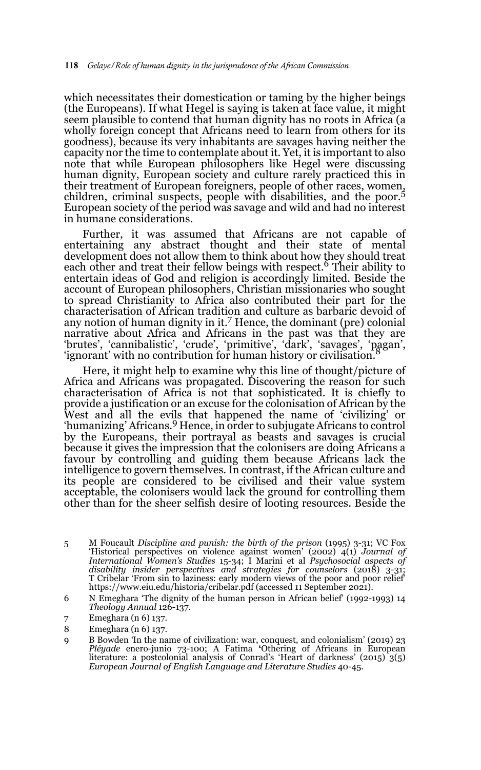which necessitates their domestication or taming by the higher beings (the Europeans). If what Hegel is saying is taken at face value, it might seem plausible to contend that human dignity has no roots in Africa (a wholly foreign concept that Africans need to learn from others for its goodness), because its very inhabitants are savages having neither the capacity nor the time to contemplate about it. Yet, it is important to also note that while European philosophers like Hegel were discussing human dignity, European society and culture rarely practiced this in their treatment of European foreigners, people of other races, women, children, criminal suspects, people with disabilities, and the poor.[5] European society of the period was savage and wild and had no interest in humane considerations.

Further, it was assumed that Africans are not capable of entertaining any abstract thought and their state of mental development does not allow them to think about how they should treat each other and treat their fellow beings with respect.[6] Their ability to entertain ideas of God and religion is accordingly limited. Beside the account of European philosophers, Christian missionaries who sought to spread Christianity to Africa also contributed their part for the characterisation of African tradition and culture as barbaric devoid of any notion of human dignity in it.[7] Hence, the dominant (pre) colonial narrative about Africa and Africans in the past was that they are 'brutes', 'cannibalistic', 'crude', 'primitive', 'dark', 'savages', 'pagan', 'ignorant' with no contribution for human history or civilisation.[8]

Here, it might help to examine why this line of thought/picture of Africa and Africans was propagated. Discovering the reason for such characterisation of Africa is not that sophisticated. It is chiefly to provide a justification or an excuse for the colonisation of African by the West and all the evils that happened the name of 'civilizing' or 'humanizing' Africans.[9] Hence, in order to subjugate Africans to control by the Europeans, their portrayal as beasts and savages is crucial because it gives the impression that the colonisers are doing Africans a favour by controlling and guiding them because Africans lack the intelligence to govern themselves. In contrast, if the African culture and its people are considered to be civilised and their value system acceptable, the colonisers would lack the ground for controlling them other than for the sheer selfish desire of looting resources. Beside the

5 M Foucault *Discipline and punish: the birth of the prison* (1995) 3-31; VC Fox 'Historical perspectives on violence against women' (2002) 4(1) *Journal of International Women's Studies* 15-34; I Marini et al *Psychosocial aspects of disability insider perspectives and strategies for counselors* (2018) 3-31; T Cribelar 'From sin to laziness: early modern views of the poor and poor relief' https://www.eiu.edu/historia/cribelar.pdf (accessed 11 September 2021).

6 N Emeghara 'The dignity of the human person in African belief' (1992-1993) 14 *Theology Annual* 126-137.

7 Emeghara (n 6) 137.

8 Emeghara (n 6) 137.

9 B Bowden 'In the name of civilization: war, conquest, and colonialism' (2019) 23 *Pléyade* enero-junio 73-100; A Fatima 'Othering of Africans in European literature: a postcolonial analysis of Conrad's 'Heart of darkness' (2015) 3(5) *European Journal of English Language and Literature Studies* 40-45.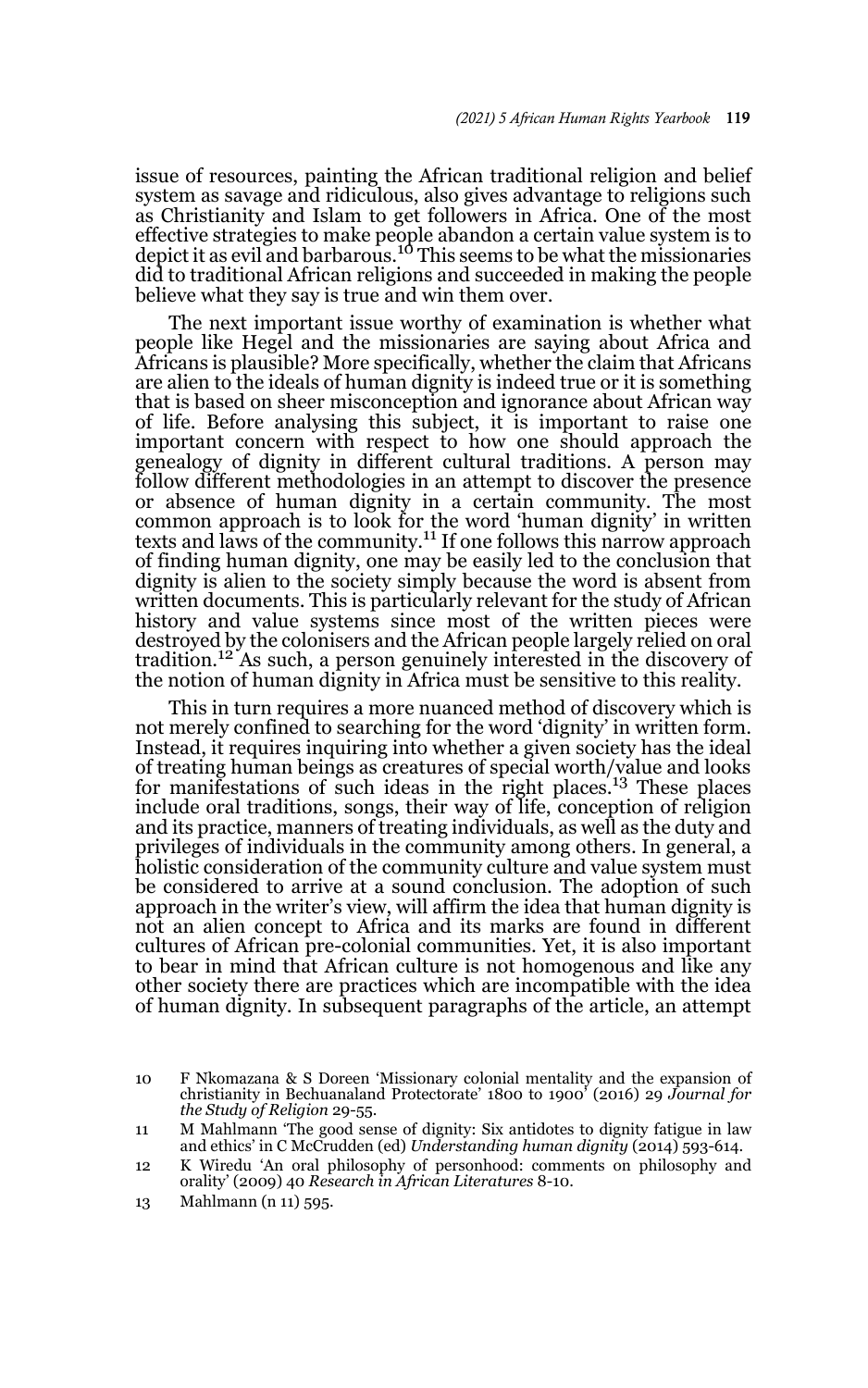issue of resources, painting the African traditional religion and belief system as savage and ridiculous, also gives advantage to religions such as Christianity and Islam to get followers in Africa. One of the most effective strategies to make people abandon a certain value system is to depict it as evil and barbarous.[10] This seems to be what the missionaries did to traditional African religions and succeeded in making the people believe what they say is true and win them over.

The next important issue worthy of examination is whether what people like Hegel and the missionaries are saying about Africa and Africans is plausible? More specifically, whether the claim that Africans are alien to the ideals of human dignity is indeed true or it is something that is based on sheer misconception and ignorance about African way of life. Before analysing this subject, it is important to raise one important concern with respect to how one should approach the genealogy of dignity in different cultural traditions. A person may follow different methodologies in an attempt to discover the presence or absence of human dignity in a certain community. The most common approach is to look for the word 'human dignity' in written texts and laws of the community.[11] If one follows this narrow approach of finding human dignity, one may be easily led to the conclusion that dignity is alien to the society simply because the word is absent from written documents. This is particularly relevant for the study of African history and value systems since most of the written pieces were destroyed by the colonisers and the African people largely relied on oral tradition.[12] As such, a person genuinely interested in the discovery of the notion of human dignity in Africa must be sensitive to this reality.

This in turn requires a more nuanced method of discovery which is not merely confined to searching for the word 'dignity' in written form. Instead, it requires inquiring into whether a given society has the ideal of treating human beings as creatures of special worth/value and looks for manifestations of such ideas in the right places.[13] These places include oral traditions, songs, their way of life, conception of religion and its practice, manners of treating individuals, as well as the duty and privileges of individuals in the community among others. In general, a holistic consideration of the community culture and value system must be considered to arrive at a sound conclusion. The adoption of such approach in the writer's view, will affirm the idea that human dignity is not an alien concept to Africa and its marks are found in different cultures of African pre-colonial communities. Yet, it is also important to bear in mind that African culture is not homogenous and like any other society there are practices which are incompatible with the idea of human dignity. In subsequent paragraphs of the article, an attempt

10 F Nkomazana & S Doreen 'Missionary colonial mentality and the expansion of christianity in Bechuanaland Protectorate' 1800 to 1900' (2016) 29 *Journal for the Study of Religion* 29-55.

11 M Mahlmann 'The good sense of dignity: Six antidotes to dignity fatigue in law and ethics' in C McCrudden (ed) *Understanding human dignity* (2014) 593-614.

12 K Wiredu 'An oral philosophy of personhood: comments on philosophy and orality' (2009) 40 *Research in African Literatures* 8-10.

13 Mahlmann (n 11) 595.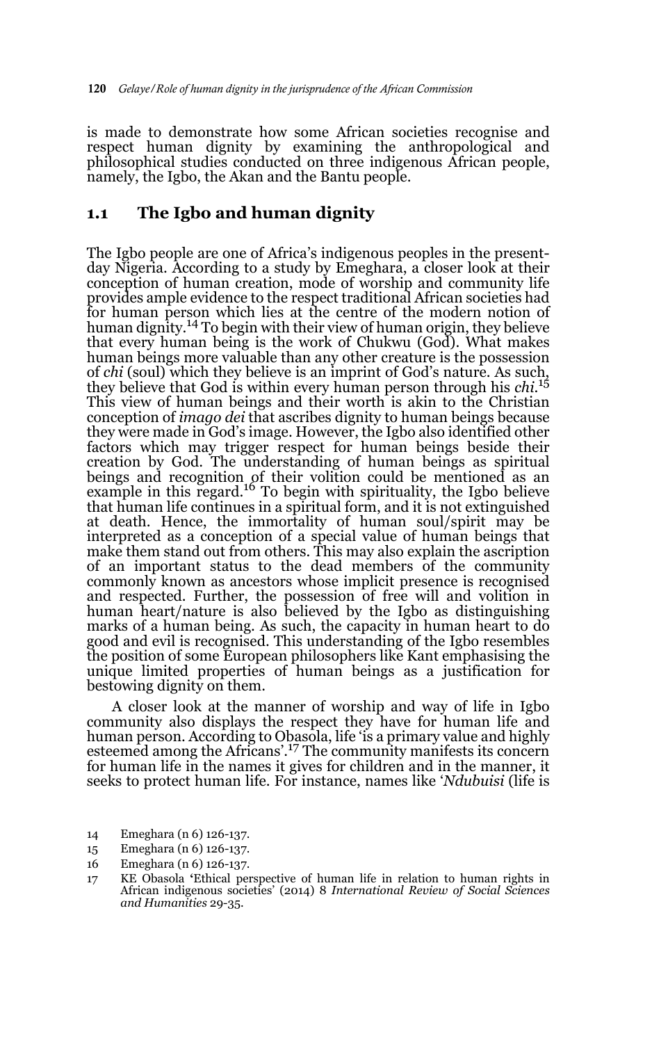is made to demonstrate how some African societies recognise and respect human dignity by examining the anthropological and philosophical studies conducted on three indigenous African people, namely, the Igbo, the Akan and the Bantu people.

## 1.1 The Igbo and human dignity

The Igbo people are one of Africa's indigenous peoples in the present-day Nigeria. According to a study by Emeghara, a closer look at their conception of human creation, mode of worship and community life provides ample evidence to the respect traditional African societies had for human person which lies at the centre of the modern notion of human dignity.[14] To begin with their view of human origin, they believe that every human being is the work of Chukwu (God). What makes human beings more valuable than any other creature is the possession of *chi* (soul) which they believe is an imprint of God's nature. As such, they believe that God is within every human person through his *chi*.[15] This view of human beings and their worth is akin to the Christian conception of *imago dei* that ascribes dignity to human beings because they were made in God's image. However, the Igbo also identified other factors which may trigger respect for human beings beside their creation by God. The understanding of human beings as spiritual beings and recognition of their volition could be mentioned as an example in this regard.[16] To begin with spirituality, the Igbo believe that human life continues in a spiritual form, and it is not extinguished at death. Hence, the immortality of human soul/spirit may be interpreted as a conception of a special value of human beings that make them stand out from others. This may also explain the ascription of an important status to the dead members of the community commonly known as ancestors whose implicit presence is recognised and respected. Further, the possession of free will and volition in human heart/nature is also believed by the Igbo as distinguishing marks of a human being. As such, the capacity in human heart to do good and evil is recognised. This understanding of the Igbo resembles the position of some European philosophers like Kant emphasising the unique limited properties of human beings as a justification for bestowing dignity on them.

A closer look at the manner of worship and way of life in Igbo community also displays the respect they have for human life and human person. According to Obasola, life 'is a primary value and highly esteemed among the Africans'.[17] The community manifests its concern for human life in the names it gives for children and in the manner, it seeks to protect human life. For instance, names like '*Ndubuisi* (life is

14 Emeghara (n 6) 126-137.

15 Emeghara (n 6) 126-137.

16 Emeghara (n 6) 126-137.

17 KE Obasola 'Ethical perspective of human life in relation to human rights in African indigenous societies' (2014) 8 *International Review of Social Sciences and Humanities* 29-35.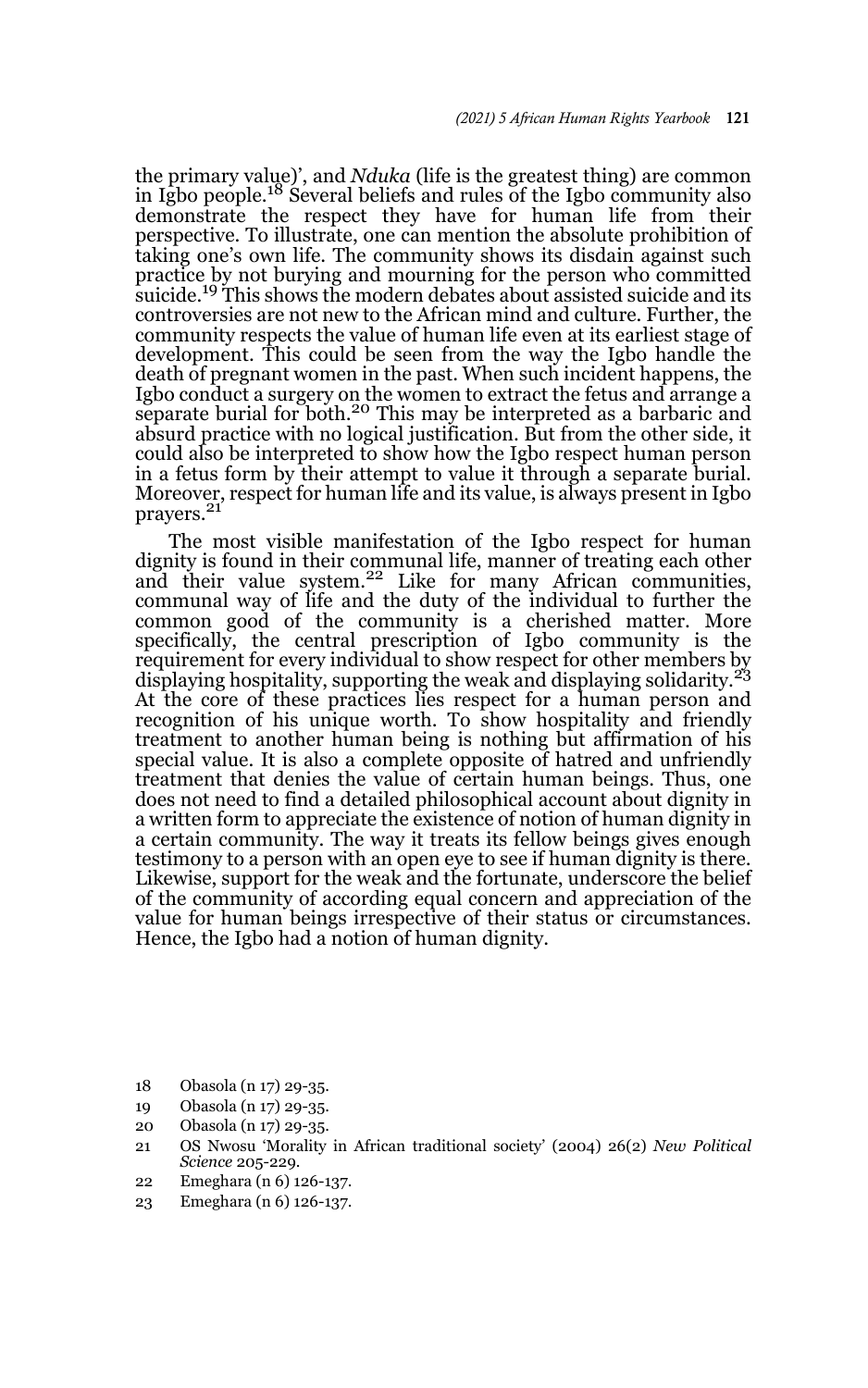the primary value)', and *Nduka* (life is the greatest thing) are common in Igbo people.[18] Several beliefs and rules of the Igbo community also demonstrate the respect they have for human life from their perspective. To illustrate, one can mention the absolute prohibition of taking one's own life. The community shows its disdain against such practice by not burying and mourning for the person who committed suicide.[19] This shows the modern debates about assisted suicide and its controversies are not new to the African mind and culture. Further, the community respects the value of human life even at its earliest stage of development. This could be seen from the way the Igbo handle the death of pregnant women in the past. When such incident happens, the Igbo conduct a surgery on the women to extract the fetus and arrange a separate burial for both.[20] This may be interpreted as a barbaric and absurd practice with no logical justification. But from the other side, it could also be interpreted to show how the Igbo respect human person in a fetus form by their attempt to value it through a separate burial. Moreover, respect for human life and its value, is always present in Igbo prayers.[21]

The most visible manifestation of the Igbo respect for human dignity is found in their communal life, manner of treating each other and their value system.[22] Like for many African communities, communal way of life and the duty of the individual to further the common good of the community is a cherished matter. More specifically, the central prescription of Igbo community is the requirement for every individual to show respect for other members by displaying hospitality, supporting the weak and displaying solidarity.[23] At the core of these practices lies respect for a human person and recognition of his unique worth. To show hospitality and friendly treatment to another human being is nothing but affirmation of his special value. It is also a complete opposite of hatred and unfriendly treatment that denies the value of certain human beings. Thus, one does not need to find a detailed philosophical account about dignity in a written form to appreciate the existence of notion of human dignity in a certain community. The way it treats its fellow beings gives enough testimony to a person with an open eye to see if human dignity is there. Likewise, support for the weak and the fortunate, underscore the belief of the community of according equal concern and appreciation of the value for human beings irrespective of their status or circumstances. Hence, the Igbo had a notion of human dignity.

18 Obasola (n 17) 29-35.

19 Obasola (n 17) 29-35.

20 Obasola (n 17) 29-35.

21 OS Nwosu 'Morality in African traditional society' (2004) 26(2) *New Political Science* 205-229.

22 Emeghara (n 6) 126-137.

23 Emeghara (n 6) 126-137.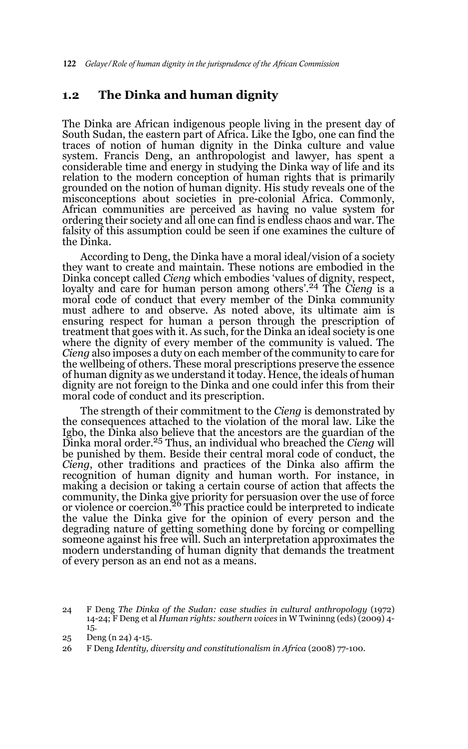## 1.2 The Dinka and human dignity

The Dinka are African indigenous people living in the present day of South Sudan, the eastern part of Africa. Like the Igbo, one can find the traces of notion of human dignity in the Dinka culture and value system. Francis Deng, an anthropologist and lawyer, has spent a considerable time and energy in studying the Dinka way of life and its relation to the modern conception of human rights that is primarily grounded on the notion of human dignity. His study reveals one of the misconceptions about societies in pre-colonial Africa. Commonly, African communities are perceived as having no value system for ordering their society and all one can find is endless chaos and war. The falsity of this assumption could be seen if one examines the culture of the Dinka.

According to Deng, the Dinka have a moral ideal/vision of a society they want to create and maintain. These notions are embodied in the Dinka concept called *Cieng* which embodies 'values of dignity, respect, loyalty and care for human person among others'.[24] The *Cieng* is a moral code of conduct that every member of the Dinka community must adhere to and observe. As noted above, its ultimate aim is ensuring respect for human a person through the prescription of treatment that goes with it. As such, for the Dinka an ideal society is one where the dignity of every member of the community is valued. The *Cieng* also imposes a duty on each member of the community to care for the wellbeing of others. These moral prescriptions preserve the essence of human dignity as we understand it today. Hence, the ideals of human dignity are not foreign to the Dinka and one could infer this from their moral code of conduct and its prescription.

The strength of their commitment to the *Cieng* is demonstrated by the consequences attached to the violation of the moral law. Like the Igbo, the Dinka also believe that the ancestors are the guardian of the Dinka moral order.[25] Thus, an individual who breached the *Cieng* will be punished by them. Beside their central moral code of conduct, the *Cieng*, other traditions and practices of the Dinka also affirm the recognition of human dignity and human worth. For instance, in making a decision or taking a certain course of action that affects the community, the Dinka give priority for persuasion over the use of force or violence or coercion.[26] This practice could be interpreted to indicate the value the Dinka give for the opinion of every person and the degrading nature of getting something done by forcing or compelling someone against his free will. Such an interpretation approximates the modern understanding of human dignity that demands the treatment of every person as an end not as a means.

24 F Deng *The Dinka of the Sudan: case studies in cultural anthropology* (1972) 14-24; F Deng et al *Human rights: southern voices* in W Twininng (eds) (2009) 4-15.

25 Deng (n 24) 4-15.

26 F Deng *Identity, diversity and constitutionalism in Africa* (2008) 77-100.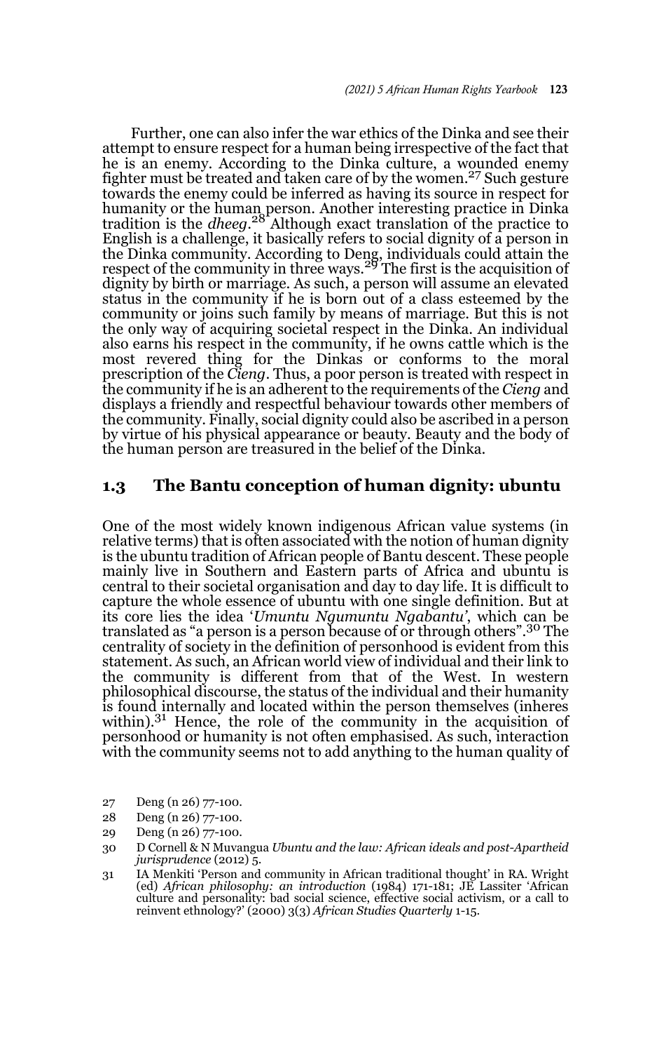Further, one can also infer the war ethics of the Dinka and see their attempt to ensure respect for a human being irrespective of the fact that he is an enemy. According to the Dinka culture, a wounded enemy fighter must be treated and taken care of by the women.[27] Such gesture towards the enemy could be inferred as having its source in respect for humanity or the human person. Another interesting practice in Dinka tradition is the *dheeg*.[28] Although exact translation of the practice to English is a challenge, it basically refers to social dignity of a person in the Dinka community. According to Deng, individuals could attain the respect of the community in three ways.[29] The first is the acquisition of dignity by birth or marriage. As such, a person will assume an elevated status in the community if he is born out of a class esteemed by the community or joins such family by means of marriage. But this is not the only way of acquiring societal respect in the Dinka. An individual also earns his respect in the community, if he owns cattle which is the most revered thing for the Dinkas or conforms to the moral prescription of the *Cieng*. Thus, a poor person is treated with respect in the community if he is an adherent to the requirements of the *Cieng* and displays a friendly and respectful behaviour towards other members of the community. Finally, social dignity could also be ascribed in a person by virtue of his physical appearance or beauty. Beauty and the body of the human person are treasured in the belief of the Dinka.

## 1.3 The Bantu conception of human dignity: ubuntu

One of the most widely known indigenous African value systems (in relative terms) that is often associated with the notion of human dignity is the ubuntu tradition of African people of Bantu descent. These people mainly live in Southern and Eastern parts of Africa and ubuntu is central to their societal organisation and day to day life. It is difficult to capture the whole essence of ubuntu with one single definition. But at its core lies the idea '*Umuntu Ngumuntu Ngabantu'*, which can be translated as "a person is a person because of or through others".[30] The centrality of society in the definition of personhood is evident from this statement. As such, an African world view of individual and their link to the community is different from that of the West. In western philosophical discourse, the status of the individual and their humanity is found internally and located within the person themselves (inheres within).[31] Hence, the role of the community in the acquisition of personhood or humanity is not often emphasised. As such, interaction with the community seems not to add anything to the human quality of

27 Deng (n 26) 77-100.

28 Deng (n 26) 77-100.

29 Deng (n 26) 77-100.

30 D Cornell & N Muvangua *Ubuntu and the law: African ideals and post-Apartheid jurisprudence* (2012) 5.

31 IA Menkiti 'Person and community in African traditional thought' in RA. Wright (ed) *African philosophy: an introduction* (1984) 171-181; JE Lassiter 'African culture and personality: bad social science, effective social activism, or a call to reinvent ethnology?' (2000) 3(3) *African Studies Quarterly* 1-15.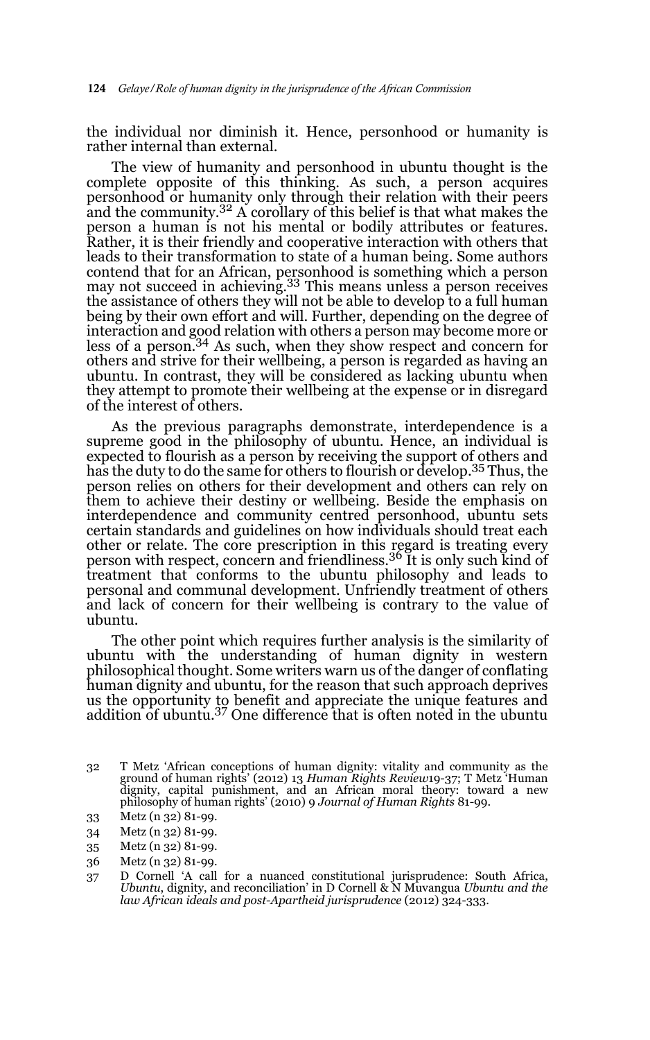the individual nor diminish it. Hence, personhood or humanity is rather internal than external.

The view of humanity and personhood in ubuntu thought is the complete opposite of this thinking. As such, a person acquires personhood or humanity only through their relation with their peers and the community.[32] A corollary of this belief is that what makes the person a human is not his mental or bodily attributes or features. Rather, it is their friendly and cooperative interaction with others that leads to their transformation to state of a human being. Some authors contend that for an African, personhood is something which a person may not succeed in achieving.[33] This means unless a person receives the assistance of others they will not be able to develop to a full human being by their own effort and will. Further, depending on the degree of interaction and good relation with others a person may become more or less of a person.[34] As such, when they show respect and concern for others and strive for their wellbeing, a person is regarded as having an ubuntu. In contrast, they will be considered as lacking ubuntu when they attempt to promote their wellbeing at the expense or in disregard of the interest of others.

As the previous paragraphs demonstrate, interdependence is a supreme good in the philosophy of ubuntu. Hence, an individual is expected to flourish as a person by receiving the support of others and has the duty to do the same for others to flourish or develop.[35] Thus, the person relies on others for their development and others can rely on them to achieve their destiny or wellbeing. Beside the emphasis on interdependence and community centred personhood, ubuntu sets certain standards and guidelines on how individuals should treat each other or relate. The core prescription in this regard is treating every person with respect, concern and friendliness.[36] It is only such kind of treatment that conforms to the ubuntu philosophy and leads to personal and communal development. Unfriendly treatment of others and lack of concern for their wellbeing is contrary to the value of ubuntu.

The other point which requires further analysis is the similarity of ubuntu with the understanding of human dignity in western philosophical thought. Some writers warn us of the danger of conflating human dignity and ubuntu, for the reason that such approach deprives us the opportunity to benefit and appreciate the unique features and addition of ubuntu.[37] One difference that is often noted in the ubuntu

32 T Metz 'African conceptions of human dignity: vitality and community as the ground of human rights' (2012) 13 *Human Rights Review*19-37; T Metz 'Human dignity, capital punishment, and an African moral theory: toward a new philosophy of human rights' (2010) 9 *Journal of Human Rights* 81-99.

33 Metz (n 32) 81-99.

34 Metz (n 32) 81-99.

35 Metz (n 32) 81-99.

36 Metz (n 32) 81-99.

37 D Cornell 'A call for a nuanced constitutional jurisprudence: South Africa, *Ubuntu*, dignity, and reconciliation' in D Cornell & N Muvangua *Ubuntu and the law African ideals and post-Apartheid jurisprudence* (2012) 324-333.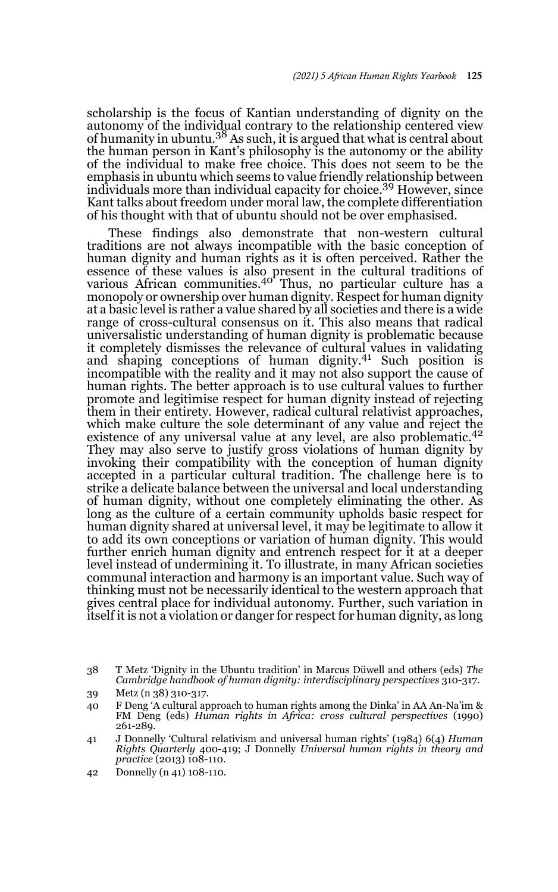scholarship is the focus of Kantian understanding of dignity on the autonomy of the individual contrary to the relationship centered view of humanity in ubuntu.[38] As such, it is argued that what is central about the human person in Kant's philosophy is the autonomy or the ability of the individual to make free choice. This does not seem to be the emphasis in ubuntu which seems to value friendly relationship between individuals more than individual capacity for choice.[39] However, since Kant talks about freedom under moral law, the complete differentiation of his thought with that of ubuntu should not be over emphasised.

These findings also demonstrate that non-western cultural traditions are not always incompatible with the basic conception of human dignity and human rights as it is often perceived. Rather the essence of these values is also present in the cultural traditions of various African communities.[40] Thus, no particular culture has a monopoly or ownership over human dignity. Respect for human dignity at a basic level is rather a value shared by all societies and there is a wide range of cross-cultural consensus on it. This also means that radical universalistic understanding of human dignity is problematic because it completely dismisses the relevance of cultural values in validating and shaping conceptions of human dignity.[41] Such position is incompatible with the reality and it may not also support the cause of human rights. The better approach is to use cultural values to further promote and legitimise respect for human dignity instead of rejecting them in their entirety. However, radical cultural relativist approaches, which make culture the sole determinant of any value and reject the existence of any universal value at any level, are also problematic.[42] They may also serve to justify gross violations of human dignity by invoking their compatibility with the conception of human dignity accepted in a particular cultural tradition. The challenge here is to strike a delicate balance between the universal and local understanding of human dignity, without one completely eliminating the other. As long as the culture of a certain community upholds basic respect for human dignity shared at universal level, it may be legitimate to allow it to add its own conceptions or variation of human dignity. This would further enrich human dignity and entrench respect for it at a deeper level instead of undermining it. To illustrate, in many African societies communal interaction and harmony is an important value. Such way of thinking must not be necessarily identical to the western approach that gives central place for individual autonomy. Further, such variation in itself it is not a violation or danger for respect for human dignity, as long

38 T Metz 'Dignity in the Ubuntu tradition' in Marcus Düwell and others (eds) *The Cambridge handbook of human dignity: interdisciplinary perspectives* 310-317.

39 Metz (n 38) 310-317.

40 F Deng 'A cultural approach to human rights among the Dinka' in AA An-Na'im & FM Deng (eds) *Human rights in Africa: cross cultural perspectives* (1990) 261-289.

41 J Donnelly 'Cultural relativism and universal human rights' (1984) 6(4) *Human Rights Quarterly* 400-419; J Donnelly *Universal human rights in theory and practice* (2013) 108-110.

42 Donnelly (n 41) 108-110.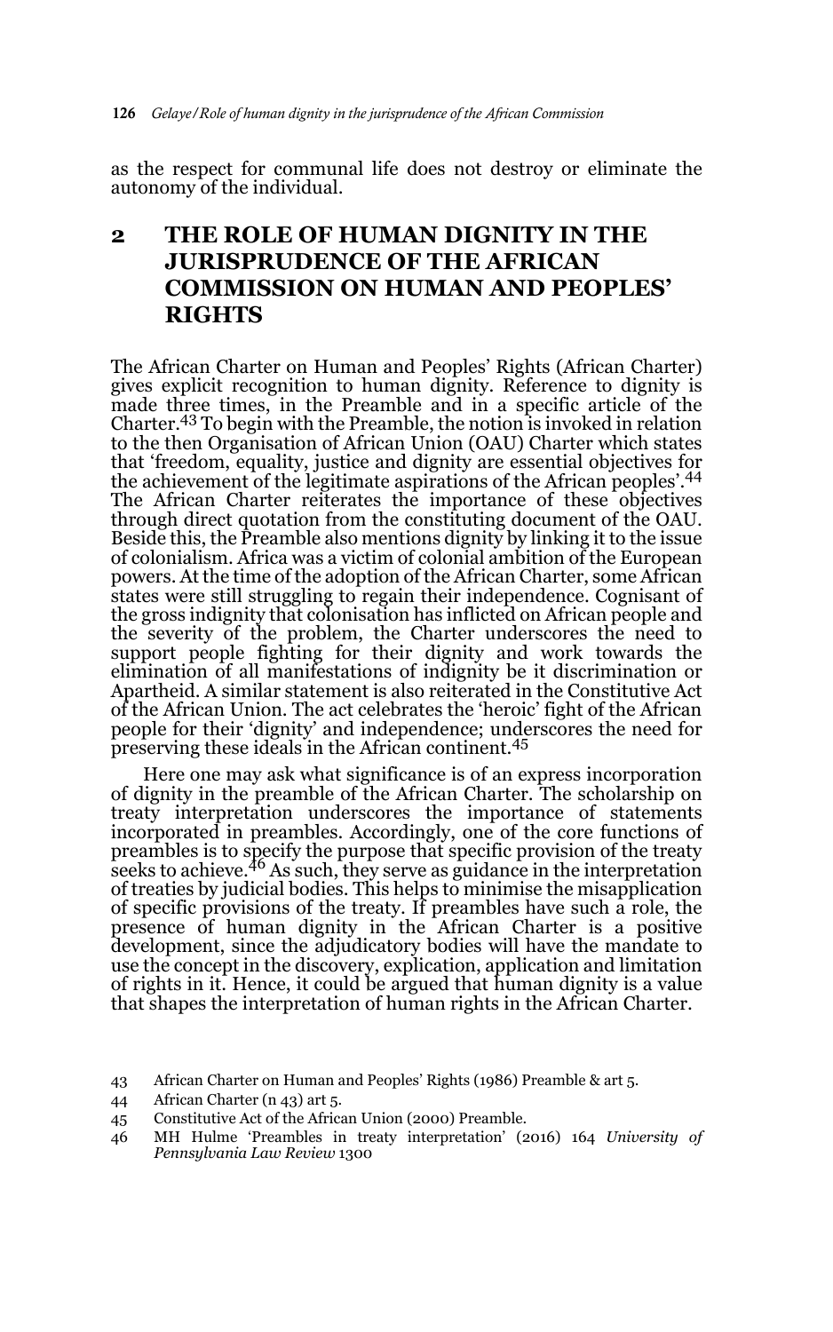as the respect for communal life does not destroy or eliminate the autonomy of the individual.

## 2 THE ROLE OF HUMAN DIGNITY IN THE JURISPRUDENCE OF THE AFRICAN COMMISSION ON HUMAN AND PEOPLES' RIGHTS

The African Charter on Human and Peoples' Rights (African Charter) gives explicit recognition to human dignity. Reference to dignity is made three times, in the Preamble and in a specific article of the Charter.[43] To begin with the Preamble, the notion is invoked in relation to the then Organisation of African Union (OAU) Charter which states that 'freedom, equality, justice and dignity are essential objectives for the achievement of the legitimate aspirations of the African peoples'.[44] The African Charter reiterates the importance of these objectives through direct quotation from the constituting document of the OAU. Beside this, the Preamble also mentions dignity by linking it to the issue of colonialism. Africa was a victim of colonial ambition of the European powers. At the time of the adoption of the African Charter, some African states were still struggling to regain their independence. Cognisant of the gross indignity that colonisation has inflicted on African people and the severity of the problem, the Charter underscores the need to support people fighting for their dignity and work towards the elimination of all manifestations of indignity be it discrimination or Apartheid. A similar statement is also reiterated in the Constitutive Act of the African Union. The act celebrates the 'heroic' fight of the African people for their 'dignity' and independence; underscores the need for preserving these ideals in the African continent.[45]

Here one may ask what significance is of an express incorporation of dignity in the preamble of the African Charter. The scholarship on treaty interpretation underscores the importance of statements incorporated in preambles. Accordingly, one of the core functions of preambles is to specify the purpose that specific provision of the treaty seeks to achieve.[46] As such, they serve as guidance in the interpretation of treaties by judicial bodies. This helps to minimise the misapplication of specific provisions of the treaty. If preambles have such a role, the presence of human dignity in the African Charter is a positive development, since the adjudicatory bodies will have the mandate to use the concept in the discovery, explication, application and limitation of rights in it. Hence, it could be argued that human dignity is a value that shapes the interpretation of human rights in the African Charter.

43 African Charter on Human and Peoples' Rights (1986) Preamble & art 5.

44 African Charter (n 43) art 5.

45 Constitutive Act of the African Union (2000) Preamble.

46 MH Hulme 'Preambles in treaty interpretation' (2016) 164 *University of Pennsylvania Law Review* 1300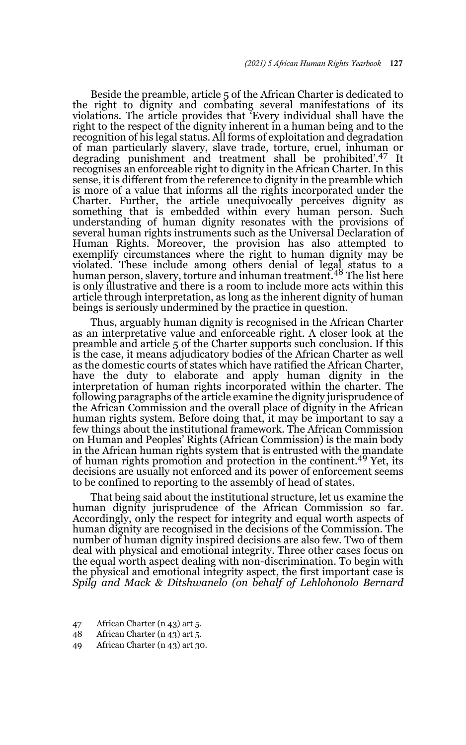Beside the preamble, article 5 of the African Charter is dedicated to the right to dignity and combating several manifestations of its violations. The article provides that 'Every individual shall have the right to the respect of the dignity inherent in a human being and to the recognition of his legal status. All forms of exploitation and degradation of man particularly slavery, slave trade, torture, cruel, inhuman or degrading punishment and treatment shall be prohibited'.[47] It recognises an enforceable right to dignity in the African Charter. In this sense, it is different from the reference to dignity in the preamble which is more of a value that informs all the rights incorporated under the Charter. Further, the article unequivocally perceives dignity as something that is embedded within every human person. Such understanding of human dignity resonates with the provisions of several human rights instruments such as the Universal Declaration of Human Rights. Moreover, the provision has also attempted to exemplify circumstances where the right to human dignity may be violated. These include among others denial of legal status to a human person, slavery, torture and inhuman treatment.[48] The list here is only illustrative and there is a room to include more acts within this article through interpretation, as long as the inherent dignity of human beings is seriously undermined by the practice in question.

Thus, arguably human dignity is recognised in the African Charter as an interpretative value and enforceable right. A closer look at the preamble and article 5 of the Charter supports such conclusion. If this is the case, it means adjudicatory bodies of the African Charter as well as the domestic courts of states which have ratified the African Charter, have the duty to elaborate and apply human dignity in the interpretation of human rights incorporated within the charter. The following paragraphs of the article examine the dignity jurisprudence of the African Commission and the overall place of dignity in the African human rights system. Before doing that, it may be important to say a few things about the institutional framework. The African Commission on Human and Peoples' Rights (African Commission) is the main body in the African human rights system that is entrusted with the mandate of human rights promotion and protection in the continent.[49] Yet, its decisions are usually not enforced and its power of enforcement seems to be confined to reporting to the assembly of head of states.

That being said about the institutional structure, let us examine the human dignity jurisprudence of the African Commission so far. Accordingly, only the respect for integrity and equal worth aspects of human dignity are recognised in the decisions of the Commission. The number of human dignity inspired decisions are also few. Two of them deal with physical and emotional integrity. Three other cases focus on the equal worth aspect dealing with non-discrimination. To begin with the physical and emotional integrity aspect, the first important case is *Spilg and Mack & Ditshwanelo (on behalf of Lehlohonolo Bernard*

47 African Charter (n 43) art 5.

48 African Charter (n 43) art 5.

49 African Charter (n 43) art 30.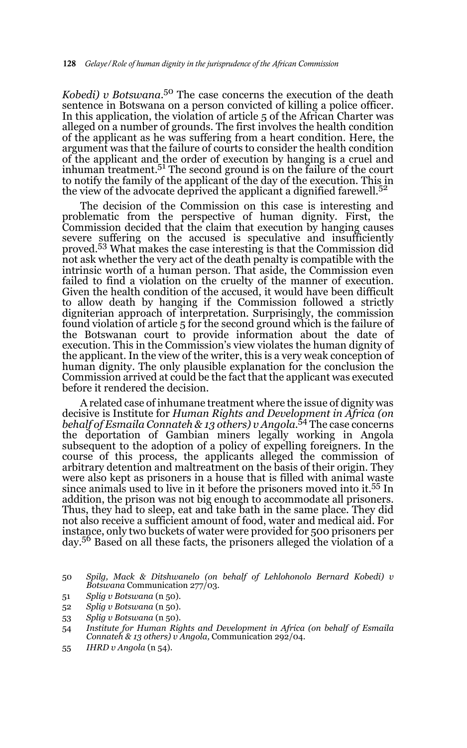*Kobedi) v Botswana*.[50] The case concerns the execution of the death sentence in Botswana on a person convicted of killing a police officer. In this application, the violation of article 5 of the African Charter was alleged on a number of grounds. The first involves the health condition of the applicant as he was suffering from a heart condition. Here, the argument was that the failure of courts to consider the health condition of the applicant and the order of execution by hanging is a cruel and inhuman treatment.[51] The second ground is on the failure of the court to notify the family of the applicant of the day of the execution. This in the view of the advocate deprived the applicant a dignified farewell.[52]

The decision of the Commission on this case is interesting and problematic from the perspective of human dignity. First, the Commission decided that the claim that execution by hanging causes severe suffering on the accused is speculative and insufficiently proved.[53] What makes the case interesting is that the Commission did not ask whether the very act of the death penalty is compatible with the intrinsic worth of a human person. That aside, the Commission even failed to find a violation on the cruelty of the manner of execution. Given the health condition of the accused, it would have been difficult to allow death by hanging if the Commission followed a strictly digniterian approach of interpretation. Surprisingly, the commission found violation of article 5 for the second ground which is the failure of the Botswanan court to provide information about the date of execution. This in the Commission's view violates the human dignity of the applicant. In the view of the writer, this is a very weak conception of human dignity. The only plausible explanation for the conclusion the Commission arrived at could be the fact that the applicant was executed before it rendered the decision.

A related case of inhumane treatment where the issue of dignity was decisive is Institute for *Human Rights and Development in Africa (on behalf of Esmaila Connateh & 13 others) v Angola*.[54] The case concerns the deportation of Gambian miners legally working in Angola subsequent to the adoption of a policy of expelling foreigners. In the course of this process, the applicants alleged the commission of arbitrary detention and maltreatment on the basis of their origin. They were also kept as prisoners in a house that is filled with animal waste since animals used to live in it before the prisoners moved into it.[55] In addition, the prison was not big enough to accommodate all prisoners. Thus, they had to sleep, eat and take bath in the same place. They did not also receive a sufficient amount of food, water and medical aid. For instance, only two buckets of water were provided for 500 prisoners per day.[56] Based on all these facts, the prisoners alleged the violation of a

50 *Spilg, Mack & Ditshwanelo (on behalf of Lehlohonolo Bernard Kobedi) v Botswana* Communication 277/03.

51 *Splig v Botswana* (n 50).

52 *Splig v Botswana* (n 50).

53 *Splig v Botswana* (n 50).

54 *Institute for Human Rights and Development in Africa (on behalf of Esmaila Connateh & 13 others) v Angola,* Communication 292/04.

55 *IHRD v Angola* (n 54).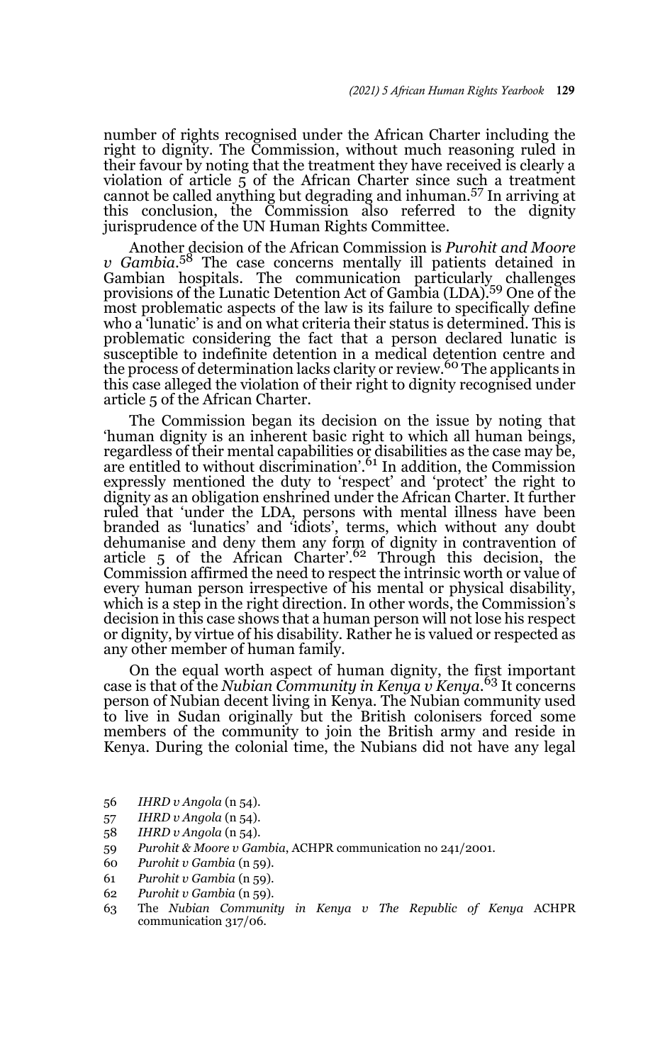number of rights recognised under the African Charter including the right to dignity. The Commission, without much reasoning ruled in their favour by noting that the treatment they have received is clearly a violation of article 5 of the African Charter since such a treatment cannot be called anything but degrading and inhuman.[57] In arriving at this conclusion, the Commission also referred to the dignity jurisprudence of the UN Human Rights Committee.

Another decision of the African Commission is *Purohit and Moore v Gambia*.[58] The case concerns mentally ill patients detained in Gambian hospitals. The communication particularly challenges provisions of the Lunatic Detention Act of Gambia (LDA).[59] One of the most problematic aspects of the law is its failure to specifically define who a 'lunatic' is and on what criteria their status is determined. This is problematic considering the fact that a person declared lunatic is susceptible to indefinite detention in a medical detention centre and the process of determination lacks clarity or review.[60] The applicants in this case alleged the violation of their right to dignity recognised under article 5 of the African Charter.

The Commission began its decision on the issue by noting that 'human dignity is an inherent basic right to which all human beings, regardless of their mental capabilities or disabilities as the case may be, are entitled to without discrimination'.[61] In addition, the Commission expressly mentioned the duty to 'respect' and 'protect' the right to dignity as an obligation enshrined under the African Charter. It further ruled that 'under the LDA, persons with mental illness have been branded as 'lunatics' and 'idiots', terms, which without any doubt dehumanise and deny them any form of dignity in contravention of article 5 of the African Charter'.[62] Through this decision, the Commission affirmed the need to respect the intrinsic worth or value of every human person irrespective of his mental or physical disability, which is a step in the right direction. In other words, the Commission's decision in this case shows that a human person will not lose his respect or dignity, by virtue of his disability. Rather he is valued or respected as any other member of human family.

On the equal worth aspect of human dignity, the first important case is that of the *Nubian Community in Kenya v Kenya*.[63] It concerns person of Nubian decent living in Kenya. The Nubian community used to live in Sudan originally but the British colonisers forced some members of the community to join the British army and reside in Kenya. During the colonial time, the Nubians did not have any legal

56 *IHRD v Angola* (n 54).

57 *IHRD v Angola* (n 54).

58 *IHRD v Angola* (n 54).

59 *Purohit & Moore v Gambia*, ACHPR communication no 241/2001.

60 *Purohit v Gambia* (n 59).

61 *Purohit v Gambia* (n 59).

62 *Purohit v Gambia* (n 59).

63 The *Nubian Community in Kenya v The Republic of Kenya* ACHPR communication 317/06.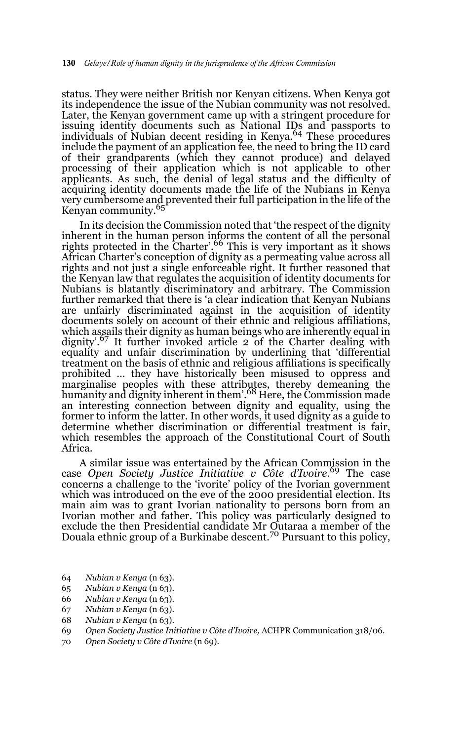status. They were neither British nor Kenyan citizens. When Kenya got its independence the issue of the Nubian community was not resolved. Later, the Kenyan government came up with a stringent procedure for issuing identity documents such as National IDs and passports to individuals of Nubian decent residing in Kenya.[64] These procedures include the payment of an application fee, the need to bring the ID card of their grandparents (which they cannot produce) and delayed processing of their application which is not applicable to other applicants. As such, the denial of legal status and the difficulty of acquiring identity documents made the life of the Nubians in Kenya very cumbersome and prevented their full participation in the life of the Kenyan community.[65]

In its decision the Commission noted that 'the respect of the dignity inherent in the human person informs the content of all the personal rights protected in the Charter'.[66] This is very important as it shows African Charter's conception of dignity as a permeating value across all rights and not just a single enforceable right. It further reasoned that the Kenyan law that regulates the acquisition of identity documents for Nubians is blatantly discriminatory and arbitrary. The Commission further remarked that there is 'a clear indication that Kenyan Nubians are unfairly discriminated against in the acquisition of identity documents solely on account of their ethnic and religious affiliations, which assails their dignity as human beings who are inherently equal in dignity'.[67] It further invoked article 2 of the Charter dealing with equality and unfair discrimination by underlining that 'differential treatment on the basis of ethnic and religious affiliations is specifically prohibited ... they have historically been misused to oppress and marginalise peoples with these attributes, thereby demeaning the humanity and dignity inherent in them'.[68] Here, the Commission made an interesting connection between dignity and equality, using the former to inform the latter. In other words, it used dignity as a guide to determine whether discrimination or differential treatment is fair, which resembles the approach of the Constitutional Court of South Africa.

A similar issue was entertained by the African Commission in the case *Open Society Justice Initiative v Côte d'Ivoire*.[69] The case concerns a challenge to the 'ivorite' policy of the Ivorian government which was introduced on the eve of the 2000 presidential election. Its main aim was to grant Ivorian nationality to persons born from an Ivorian mother and father. This policy was particularly designed to exclude the then Presidential candidate Mr Outaraa a member of the Douala ethnic group of a Burkinabe descent.[70] Pursuant to this policy,

64 *Nubian v Kenya* (n 63).
65 *Nubian v Kenya* (n 63).
66 *Nubian v Kenya* (n 63).
67 *Nubian v Kenya* (n 63).
68 *Nubian v Kenya* (n 63).
69 *Open Society Justice Initiative v Côte d'Ivoire,* ACHPR Communication 318/06.
70 *Open Society v Côte d'Ivoire* (n 69).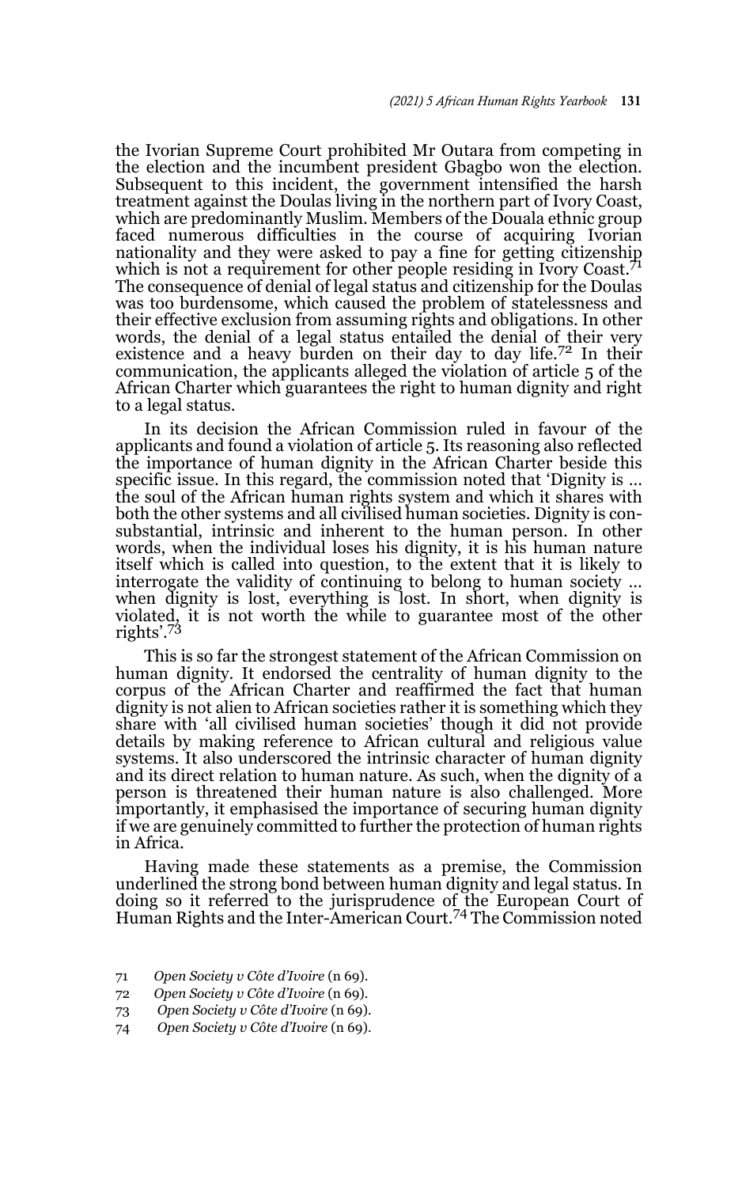the Ivorian Supreme Court prohibited Mr Outara from competing in the election and the incumbent president Gbagbo won the election. Subsequent to this incident, the government intensified the harsh treatment against the Doulas living in the northern part of Ivory Coast, which are predominantly Muslim. Members of the Douala ethnic group faced numerous difficulties in the course of acquiring Ivorian nationality and they were asked to pay a fine for getting citizenship which is not a requirement for other people residing in Ivory Coast.[71] The consequence of denial of legal status and citizenship for the Doulas was too burdensome, which caused the problem of statelessness and their effective exclusion from assuming rights and obligations. In other words, the denial of a legal status entailed the denial of their very existence and a heavy burden on their day to day life.[72] In their communication, the applicants alleged the violation of article 5 of the African Charter which guarantees the right to human dignity and right to a legal status.

In its decision the African Commission ruled in favour of the applicants and found a violation of article 5. Its reasoning also reflected the importance of human dignity in the African Charter beside this specific issue. In this regard, the commission noted that 'Dignity is … the soul of the African human rights system and which it shares with both the other systems and all civilised human societies. Dignity is consubstantial, intrinsic and inherent to the human person. In other words, when the individual loses his dignity, it is his human nature itself which is called into question, to the extent that it is likely to interrogate the validity of continuing to belong to human society … when dignity is lost, everything is lost. In short, when dignity is violated, it is not worth the while to guarantee most of the other rights'.[73]

This is so far the strongest statement of the African Commission on human dignity. It endorsed the centrality of human dignity to the corpus of the African Charter and reaffirmed the fact that human dignity is not alien to African societies rather it is something which they share with 'all civilised human societies' though it did not provide details by making reference to African cultural and religious value systems. It also underscored the intrinsic character of human dignity and its direct relation to human nature. As such, when the dignity of a person is threatened their human nature is also challenged. More importantly, it emphasised the importance of securing human dignity if we are genuinely committed to further the protection of human rights in Africa.

Having made these statements as a premise, the Commission underlined the strong bond between human dignity and legal status. In doing so it referred to the jurisprudence of the European Court of Human Rights and the Inter-American Court.[74] The Commission noted

71 *Open Society v Côte d'Ivoire* (n 69).

72 *Open Society v Côte d'Ivoire* (n 69).

73 *Open Society v Côte d'Ivoire* (n 69).

74 *Open Society v Côte d'Ivoire* (n 69).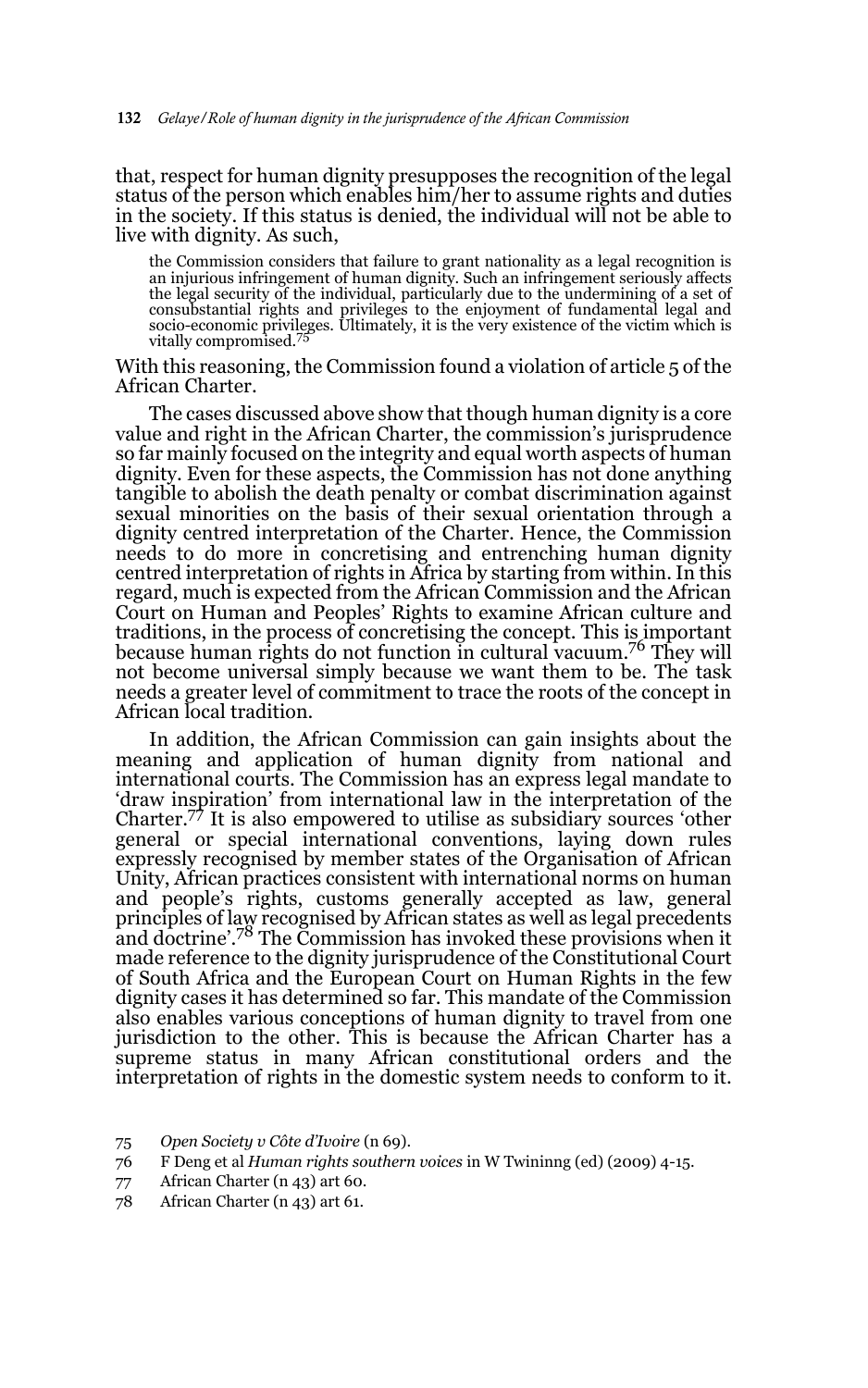that, respect for human dignity presupposes the recognition of the legal status of the person which enables him/her to assume rights and duties in the society. If this status is denied, the individual will not be able to live with dignity. As such,

> the Commission considers that failure to grant nationality as a legal recognition is an injurious infringement of human dignity. Such an infringement seriously affects the legal security of the individual, particularly due to the undermining of a set of consubstantial rights and privileges to the enjoyment of fundamental legal and socio-economic privileges. Ultimately, it is the very existence of the victim which is vitally compromised.[75]

With this reasoning, the Commission found a violation of article 5 of the African Charter.

The cases discussed above show that though human dignity is a core value and right in the African Charter, the commission's jurisprudence so far mainly focused on the integrity and equal worth aspects of human dignity. Even for these aspects, the Commission has not done anything tangible to abolish the death penalty or combat discrimination against sexual minorities on the basis of their sexual orientation through a dignity centred interpretation of the Charter. Hence, the Commission needs to do more in concretising and entrenching human dignity centred interpretation of rights in Africa by starting from within. In this regard, much is expected from the African Commission and the African Court on Human and Peoples' Rights to examine African culture and traditions, in the process of concretising the concept. This is important because human rights do not function in cultural vacuum.[76] They will not become universal simply because we want them to be. The task needs a greater level of commitment to trace the roots of the concept in African local tradition.

In addition, the African Commission can gain insights about the meaning and application of human dignity from national and international courts. The Commission has an express legal mandate to 'draw inspiration' from international law in the interpretation of the Charter.[77] It is also empowered to utilise as subsidiary sources 'other general or special international conventions, laying down rules expressly recognised by member states of the Organisation of African Unity, African practices consistent with international norms on human and people's rights, customs generally accepted as law, general principles of law recognised by African states as well as legal precedents and doctrine'.[78] The Commission has invoked these provisions when it made reference to the dignity jurisprudence of the Constitutional Court of South Africa and the European Court on Human Rights in the few dignity cases it has determined so far. This mandate of the Commission also enables various conceptions of human dignity to travel from one jurisdiction to the other. This is because the African Charter has a supreme status in many African constitutional orders and the interpretation of rights in the domestic system needs to conform to it.

75 *Open Society v Côte d'Ivoire* (n 69).

76 F Deng et al *Human rights southern voices* in W Twininng (ed) (2009) 4-15.

77 African Charter (n 43) art 60.

78 African Charter (n 43) art 61.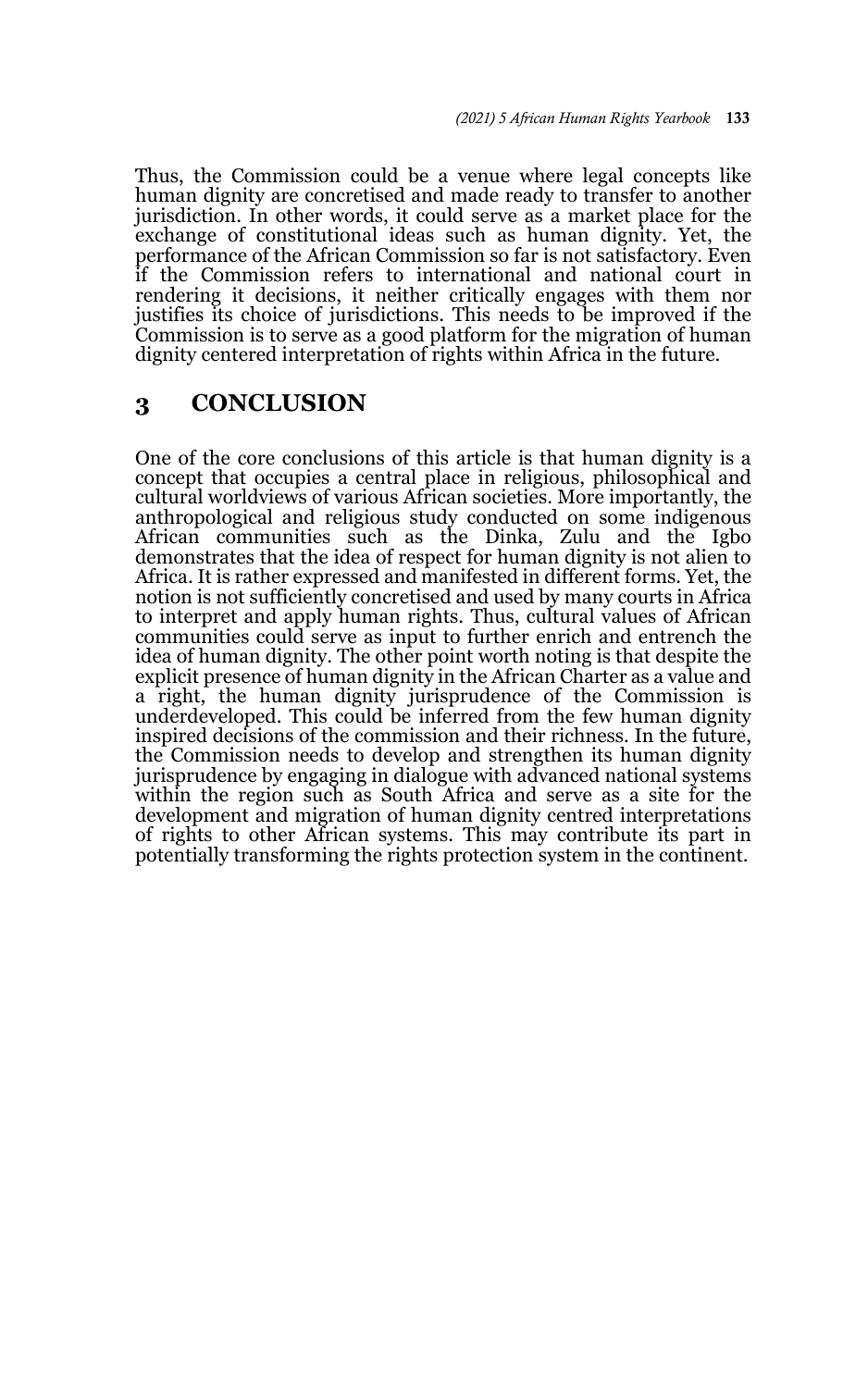Thus, the Commission could be a venue where legal concepts like human dignity are concretised and made ready to transfer to another jurisdiction. In other words, it could serve as a market place for the exchange of constitutional ideas such as human dignity. Yet, the performance of the African Commission so far is not satisfactory. Even if the Commission refers to international and national court in rendering it decisions, it neither critically engages with them nor justifies its choice of jurisdictions. This needs to be improved if the Commission is to serve as a good platform for the migration of human dignity centered interpretation of rights within Africa in the future.

## 3 CONCLUSION

One of the core conclusions of this article is that human dignity is a concept that occupies a central place in religious, philosophical and cultural worldviews of various African societies. More importantly, the anthropological and religious study conducted on some indigenous African communities such as the Dinka, Zulu and the Igbo demonstrates that the idea of respect for human dignity is not alien to Africa. It is rather expressed and manifested in different forms. Yet, the notion is not sufficiently concretised and used by many courts in Africa to interpret and apply human rights. Thus, cultural values of African communities could serve as input to further enrich and entrench the idea of human dignity. The other point worth noting is that despite the explicit presence of human dignity in the African Charter as a value and a right, the human dignity jurisprudence of the Commission is underdeveloped. This could be inferred from the few human dignity inspired decisions of the commission and their richness. In the future, the Commission needs to develop and strengthen its human dignity jurisprudence by engaging in dialogue with advanced national systems within the region such as South Africa and serve as a site for the development and migration of human dignity centred interpretations of rights to other African systems. This may contribute its part in potentially transforming the rights protection system in the continent.